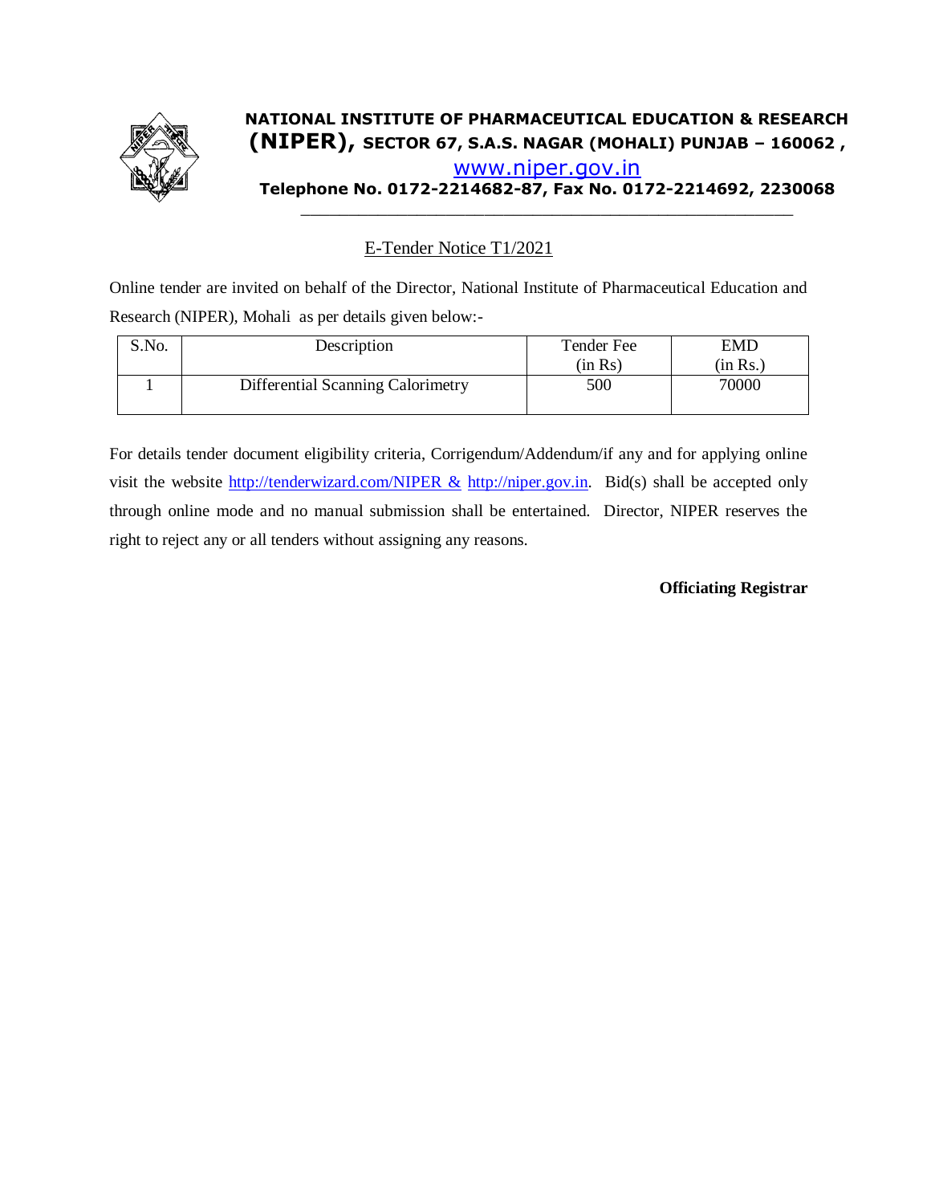**NATIONAL INSTITUTE OF PHARMACEUTICAL EDUCATION & RESEARCH (NIPER), SECTOR 67, S.A.S. NAGAR (MOHALI) PUNJAB – 160062 ,**

www.niper.gov.in

**Telephone No. 0172-2214682-87, Fax No. 0172-2214692, 2230068**

## E-Tender Notice T1/2021

Online tender are invited on behalf of the Director, National Institute of Pharmaceutical Education and Research (NIPER), Mohali as per details given below:-

| S.No. | Description | Tender Fee (in Rs) | EMD (in Rs.) |
|---|---|---|---|
| 1 | Differential Scanning Calorimetry | 500 | 70000 |

For details tender document eligibility criteria, Corrigendum/Addendum/if any and for applying online visit the website http://tenderwizard.com/NIPER & http://niper.gov.in. Bid(s) shall be accepted only through online mode and no manual submission shall be entertained. Director, NIPER reserves the right to reject any or all tenders without assigning any reasons.

**Officiating Registrar**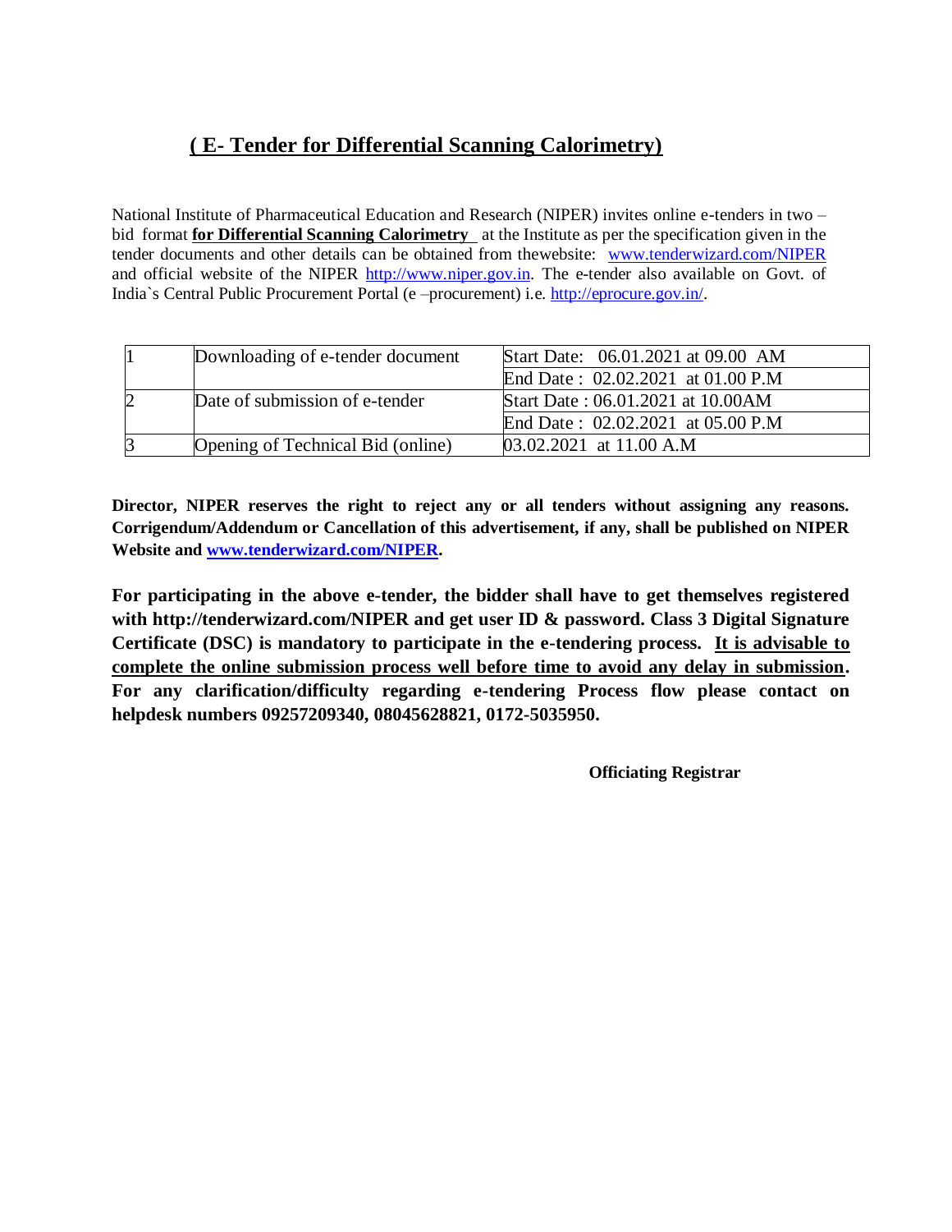## ( E- Tender for Differential Scanning Calorimetry)

National Institute of Pharmaceutical Education and Research (NIPER) invites online e-tenders in two – bid format **for Differential Scanning Calorimetry** at the Institute as per the specification given in the tender documents and other details can be obtained from thewebsite: www.tenderwizard.com/NIPER and official website of the NIPER http://www.niper.gov.in. The e-tender also available on Govt. of India`s Central Public Procurement Portal (e –procurement) i.e. http://eprocure.gov.in/.

| | | |
|---|---|---|
| 1 | Downloading of e-tender document | Start Date: 06.01.2021 at 09.00 AM |
| | | End Date : 02.02.2021 at 01.00 P.M |
| 2 | Date of submission of e-tender | Start Date : 06.01.2021 at 10.00AM |
| | | End Date : 02.02.2021 at 05.00 P.M |
| 3 | Opening of Technical Bid (online) | 03.02.2021 at 11.00 A.M |

**Director, NIPER reserves the right to reject any or all tenders without assigning any reasons. Corrigendum/Addendum or Cancellation of this advertisement, if any, shall be published on NIPER Website and www.tenderwizard.com/NIPER.**

**For participating in the above e-tender, the bidder shall have to get themselves registered with http://tenderwizard.com/NIPER and get user ID & password. Class 3 Digital Signature Certificate (DSC) is mandatory to participate in the e-tendering process. It is advisable to complete the online submission process well before time to avoid any delay in submission. For any clarification/difficulty regarding e-tendering Process flow please contact on helpdesk numbers 09257209340, 08045628821, 0172-5035950.**

**Officiating Registrar**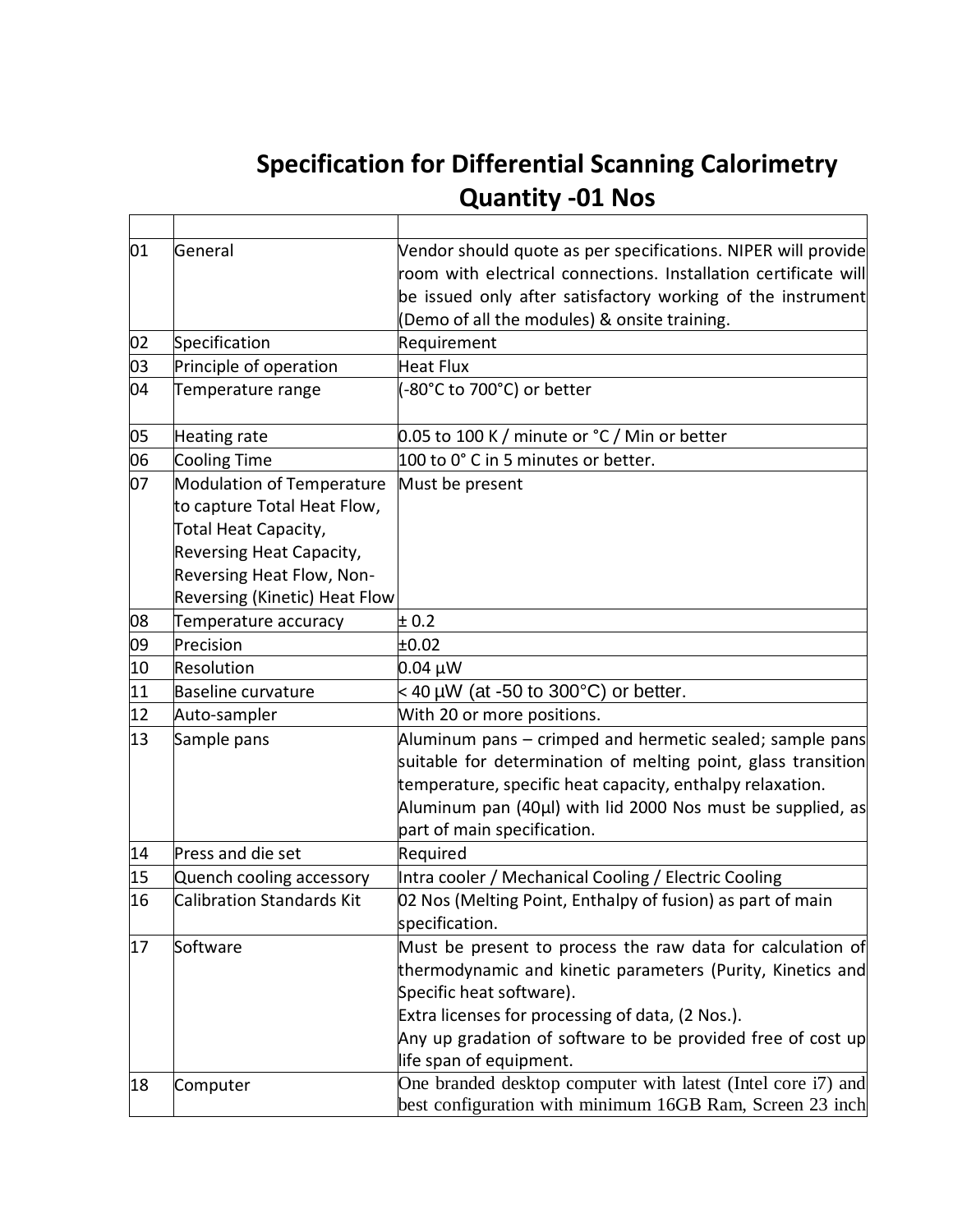# Specification for Differential Scanning Calorimetry Quantity -01 Nos

| | | |
|---|---|---|
| 01 | General | Vendor should quote as per specifications. NIPER will provide room with electrical connections. Installation certificate will be issued only after satisfactory working of the instrument (Demo of all the modules) & onsite training. |
| 02 | Specification | Requirement |
| 03 | Principle of operation | Heat Flux |
| 04 | Temperature range | (-80°C to 700°C) or better |
| 05 | Heating rate | 0.05 to 100 K / minute or °C / Min or better |
| 06 | Cooling Time | 100 to 0° C in 5 minutes or better. |
| 07 | Modulation of Temperature to capture Total Heat Flow, Total Heat Capacity, Reversing Heat Capacity, Reversing Heat Flow, Non-Reversing (Kinetic) Heat Flow | Must be present |
| 08 | Temperature accuracy | ± 0.2 |
| 09 | Precision | ±0.02 |
| 10 | Resolution | 0.04 µW |
| 11 | Baseline curvature | < 40 µW (at -50 to 300°C) or better. |
| 12 | Auto-sampler | With 20 or more positions. |
| 13 | Sample pans | Aluminum pans – crimped and hermetic sealed; sample pans suitable for determination of melting point, glass transition temperature, specific heat capacity, enthalpy relaxation. Aluminum pan (40µl) with lid 2000 Nos must be supplied, as part of main specification. |
| 14 | Press and die set | Required |
| 15 | Quench cooling accessory | Intra cooler / Mechanical Cooling / Electric Cooling |
| 16 | Calibration Standards Kit | 02 Nos (Melting Point, Enthalpy of fusion) as part of main specification. |
| 17 | Software | Must be present to process the raw data for calculation of thermodynamic and kinetic parameters (Purity, Kinetics and Specific heat software). Extra licenses for processing of data, (2 Nos.). Any up gradation of software to be provided free of cost up life span of equipment. |
| 18 | Computer | One branded desktop computer with latest (Intel core i7) and best configuration with minimum 16GB Ram, Screen 23 inch |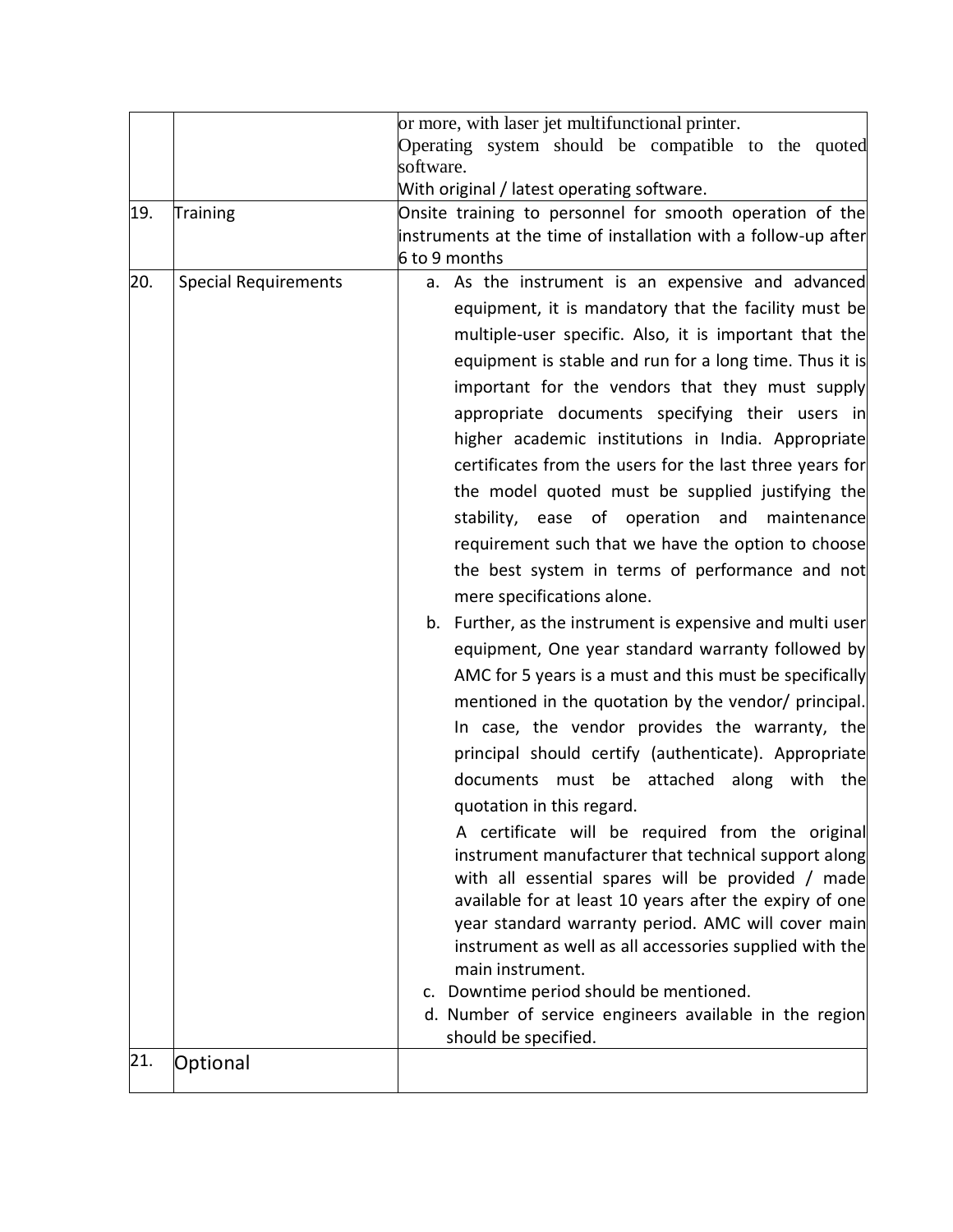| | | |
|---|---|---|
| | | or more, with laser jet multifunctional printer.<br>Operating system should be compatible to the quoted software.<br>With original / latest operating software. |
| 19. | Training | Onsite training to personnel for smooth operation of the instruments at the time of installation with a follow-up after 6 to 9 months |
| 20. | Special Requirements | a. As the instrument is an expensive and advanced equipment, it is mandatory that the facility must be multiple-user specific. Also, it is important that the equipment is stable and run for a long time. Thus it is important for the vendors that they must supply appropriate documents specifying their users in higher academic institutions in India. Appropriate certificates from the users for the last three years for the model quoted must be supplied justifying the stability, ease of operation and maintenance requirement such that we have the option to choose the best system in terms of performance and not mere specifications alone.<br>b. Further, as the instrument is expensive and multi user equipment, One year standard warranty followed by AMC for 5 years is a must and this must be specifically mentioned in the quotation by the vendor/ principal. In case, the vendor provides the warranty, the principal should certify (authenticate). Appropriate documents must be attached along with the quotation in this regard.<br>A certificate will be required from the original instrument manufacturer that technical support along with all essential spares will be provided / made available for at least 10 years after the expiry of one year standard warranty period. AMC will cover main instrument as well as all accessories supplied with the main instrument.<br>c. Downtime period should be mentioned.<br>d. Number of service engineers available in the region should be specified. |
| 21. | Optional | |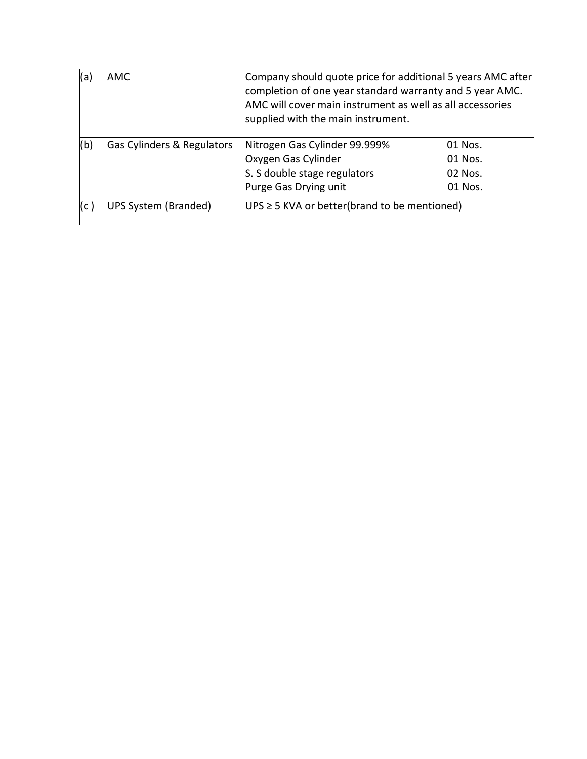| (a) | AMC | Company should quote price for additional 5 years AMC after completion of one year standard warranty and 5 year AMC. AMC will cover main instrument as well as all accessories supplied with the main instrument. |
|---|---|---|
| (b) | Gas Cylinders & Regulators | Nitrogen Gas Cylinder 99.999% 01 Nos.<br>Oxygen Gas Cylinder 01 Nos.<br>S. S double stage regulators 02 Nos.<br>Purge Gas Drying unit 01 Nos. |
| (c ) | UPS System (Branded) | UPS ≥ 5 KVA or better(brand to be mentioned) |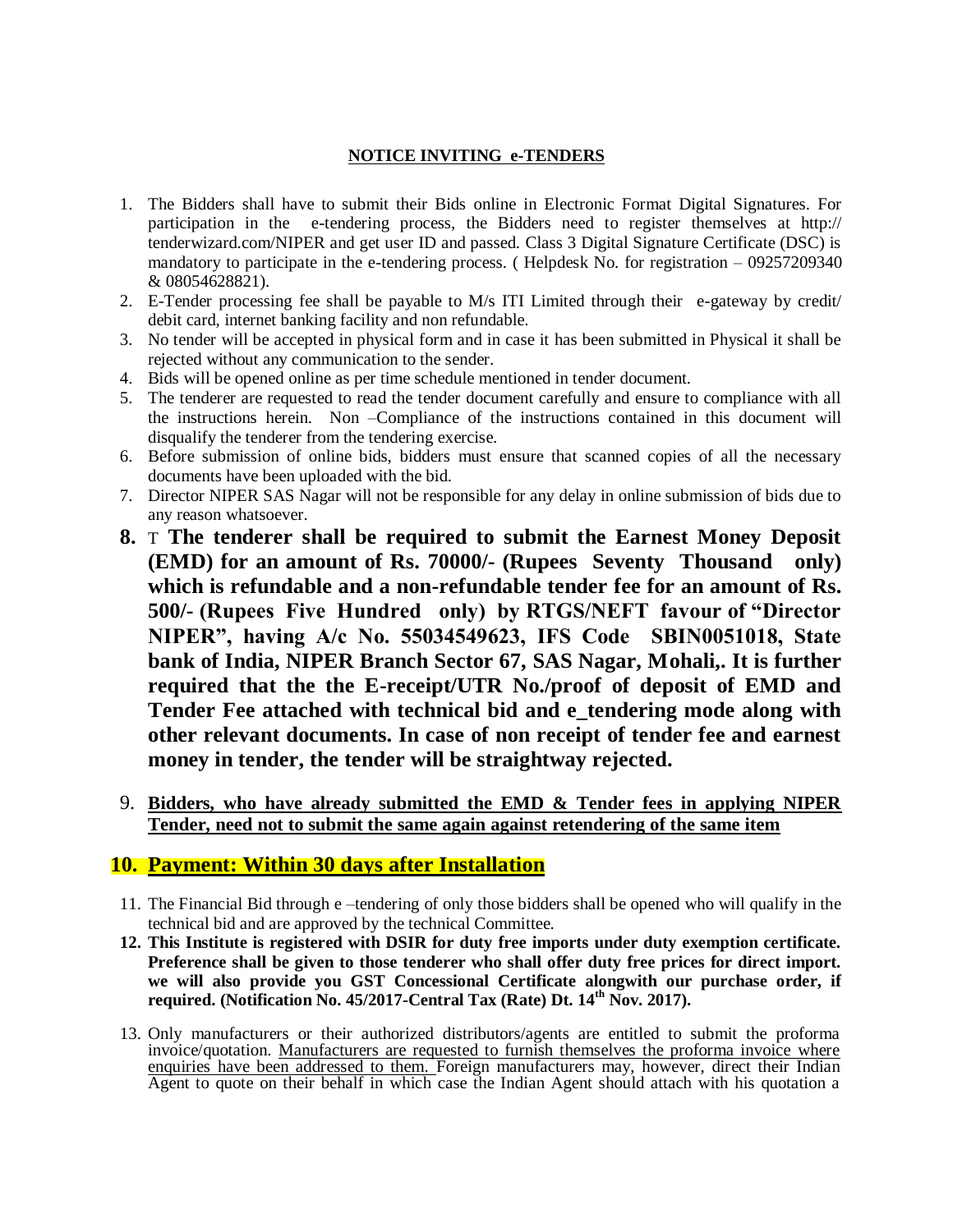**NOTICE INVITING e-TENDERS**

1. The Bidders shall have to submit their Bids online in Electronic Format Digital Signatures. For participation in the e-tendering process, the Bidders need to register themselves at http:// tenderwizard.com/NIPER and get user ID and passed. Class 3 Digital Signature Certificate (DSC) is mandatory to participate in the e-tendering process. ( Helpdesk No. for registration – 09257209340 & 08054628821).
2. E-Tender processing fee shall be payable to M/s ITI Limited through their e-gateway by credit/ debit card, internet banking facility and non refundable.
3. No tender will be accepted in physical form and in case it has been submitted in Physical it shall be rejected without any communication to the sender.
4. Bids will be opened online as per time schedule mentioned in tender document.
5. The tenderer are requested to read the tender document carefully and ensure to compliance with all the instructions herein. Non –Compliance of the instructions contained in this document will disqualify the tenderer from the tendering exercise.
6. Before submission of online bids, bidders must ensure that scanned copies of all the necessary documents have been uploaded with the bid.
7. Director NIPER SAS Nagar will not be responsible for any delay in online submission of bids due to any reason whatsoever.
8. T **The tenderer shall be required to submit the Earnest Money Deposit (EMD) for an amount of Rs. 70000/- (Rupees Seventy Thousand only) which is refundable and a non-refundable tender fee for an amount of Rs. 500/- (Rupees Five Hundred only) by RTGS/NEFT favour of "Director NIPER", having A/c No. 55034549623, IFS Code SBIN0051018, State bank of India, NIPER Branch Sector 67, SAS Nagar, Mohali,. It is further required that the the E-receipt/UTR No./proof of deposit of EMD and Tender Fee attached with technical bid and e_tendering mode along with other relevant documents. In case of non receipt of tender fee and earnest money in tender, the tender will be straightway rejected.**
9. **Bidders, who have already submitted the EMD & Tender fees in applying NIPER Tender, need not to submit the same again against retendering of the same item**
10. **Payment: Within 30 days after Installation**
11. The Financial Bid through e –tendering of only those bidders shall be opened who will qualify in the technical bid and are approved by the technical Committee.
12. **This Institute is registered with DSIR for duty free imports under duty exemption certificate. Preference shall be given to those tenderer who shall offer duty free prices for direct import. we will also provide you GST Concessional Certificate alongwith our purchase order, if required. (Notification No. 45/2017-Central Tax (Rate) Dt. 14th Nov. 2017).**
13. Only manufacturers or their authorized distributors/agents are entitled to submit the proforma invoice/quotation. Manufacturers are requested to furnish themselves the proforma invoice where enquiries have been addressed to them. Foreign manufacturers may, however, direct their Indian Agent to quote on their behalf in which case the Indian Agent should attach with his quotation a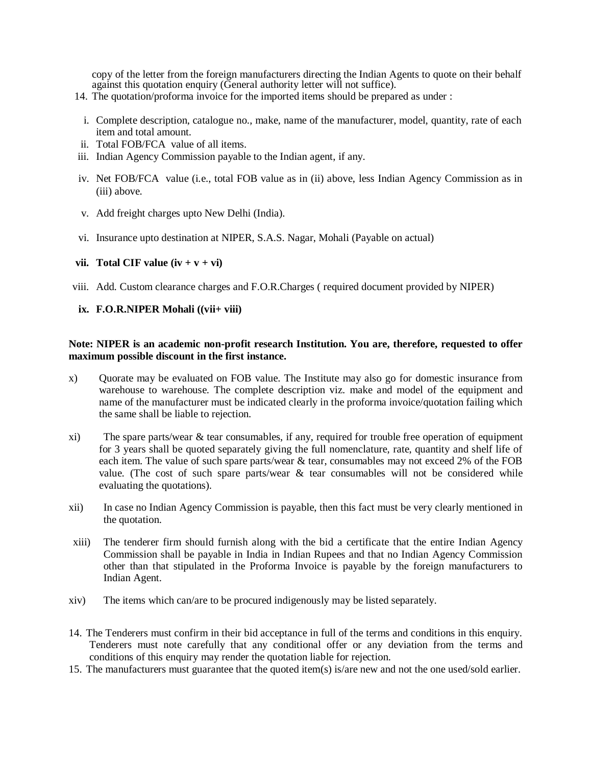copy of the letter from the foreign manufacturers directing the Indian Agents to quote on their behalf against this quotation enquiry (General authority letter will not suffice).

14. The quotation/proforma invoice for the imported items should be prepared as under :

    i. Complete description, catalogue no., make, name of the manufacturer, model, quantity, rate of each item and total amount.
    ii. Total FOB/FCA value of all items.
    iii. Indian Agency Commission payable to the Indian agent, if any.
    iv. Net FOB/FCA value (i.e., total FOB value as in (ii) above, less Indian Agency Commission as in (iii) above.
    v. Add freight charges upto New Delhi (India).
    vi. Insurance upto destination at NIPER, S.A.S. Nagar, Mohali (Payable on actual)
    vii. **Total CIF value (iv + v + vi)**
    viii. Add. Custom clearance charges and F.O.R.Charges ( required document provided by NIPER)
    ix. **F.O.R.NIPER Mohali ((vii+ viii)**

**Note: NIPER is an academic non-profit research Institution. You are, therefore, requested to offer maximum possible discount in the first instance.**

x) Quorate may be evaluated on FOB value. The Institute may also go for domestic insurance from warehouse to warehouse. The complete description viz. make and model of the equipment and name of the manufacturer must be indicated clearly in the proforma invoice/quotation failing which the same shall be liable to rejection.

xi) The spare parts/wear & tear consumables, if any, required for trouble free operation of equipment for 3 years shall be quoted separately giving the full nomenclature, rate, quantity and shelf life of each item. The value of such spare parts/wear & tear, consumables may not exceed 2% of the FOB value. (The cost of such spare parts/wear & tear consumables will not be considered while evaluating the quotations).

xii) In case no Indian Agency Commission is payable, then this fact must be very clearly mentioned in the quotation.

xiii) The tenderer firm should furnish along with the bid a certificate that the entire Indian Agency Commission shall be payable in India in Indian Rupees and that no Indian Agency Commission other than that stipulated in the Proforma Invoice is payable by the foreign manufacturers to Indian Agent.

xiv) The items which can/are to be procured indigenously may be listed separately.

14. The Tenderers must confirm in their bid acceptance in full of the terms and conditions in this enquiry. Tenderers must note carefully that any conditional offer or any deviation from the terms and conditions of this enquiry may render the quotation liable for rejection.
15. The manufacturers must guarantee that the quoted item(s) is/are new and not the one used/sold earlier.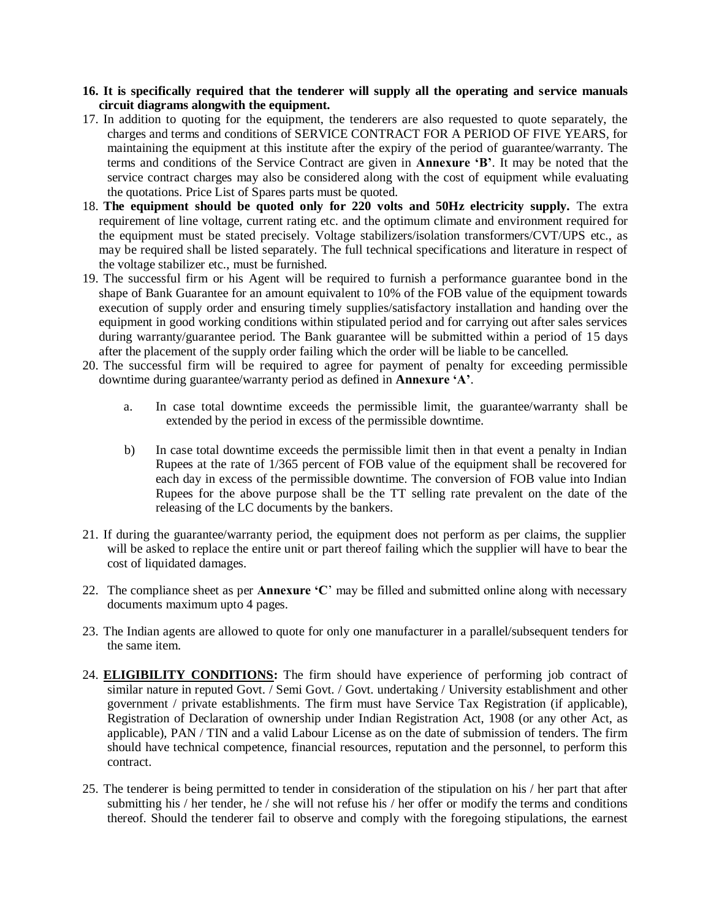**16. It is specifically required that the tenderer will supply all the operating and service manuals circuit diagrams alongwith the equipment.**

17. In addition to quoting for the equipment, the tenderers are also requested to quote separately, the charges and terms and conditions of SERVICE CONTRACT FOR A PERIOD OF FIVE YEARS, for maintaining the equipment at this institute after the expiry of the period of guarantee/warranty. The terms and conditions of the Service Contract are given in **Annexure 'B'**. It may be noted that the service contract charges may also be considered along with the cost of equipment while evaluating the quotations. Price List of Spares parts must be quoted.

18. **The equipment should be quoted only for 220 volts and 50Hz electricity supply.** The extra requirement of line voltage, current rating etc. and the optimum climate and environment required for the equipment must be stated precisely. Voltage stabilizers/isolation transformers/CVT/UPS etc., as may be required shall be listed separately. The full technical specifications and literature in respect of the voltage stabilizer etc., must be furnished.

19. The successful firm or his Agent will be required to furnish a performance guarantee bond in the shape of Bank Guarantee for an amount equivalent to 10% of the FOB value of the equipment towards execution of supply order and ensuring timely supplies/satisfactory installation and handing over the equipment in good working conditions within stipulated period and for carrying out after sales services during warranty/guarantee period. The Bank guarantee will be submitted within a period of 15 days after the placement of the supply order failing which the order will be liable to be cancelled.

20. The successful firm will be required to agree for payment of penalty for exceeding permissible downtime during guarantee/warranty period as defined in **Annexure 'A'**.

    a. In case total downtime exceeds the permissible limit, the guarantee/warranty shall be extended by the period in excess of the permissible downtime.

    b) In case total downtime exceeds the permissible limit then in that event a penalty in Indian Rupees at the rate of 1/365 percent of FOB value of the equipment shall be recovered for each day in excess of the permissible downtime. The conversion of FOB value into Indian Rupees for the above purpose shall be the TT selling rate prevalent on the date of the releasing of the LC documents by the bankers.

21. If during the guarantee/warranty period, the equipment does not perform as per claims, the supplier will be asked to replace the entire unit or part thereof failing which the supplier will have to bear the cost of liquidated damages.

22. The compliance sheet as per **Annexure 'C**' may be filled and submitted online along with necessary documents maximum upto 4 pages.

23. The Indian agents are allowed to quote for only one manufacturer in a parallel/subsequent tenders for the same item.

24. **<u>ELIGIBILITY CONDITIONS</u>:** The firm should have experience of performing job contract of similar nature in reputed Govt. / Semi Govt. / Govt. undertaking / University establishment and other government / private establishments. The firm must have Service Tax Registration (if applicable), Registration of Declaration of ownership under Indian Registration Act, 1908 (or any other Act, as applicable), PAN / TIN and a valid Labour License as on the date of submission of tenders. The firm should have technical competence, financial resources, reputation and the personnel, to perform this contract.

25. The tenderer is being permitted to tender in consideration of the stipulation on his / her part that after submitting his / her tender, he / she will not refuse his / her offer or modify the terms and conditions thereof. Should the tenderer fail to observe and comply with the foregoing stipulations, the earnest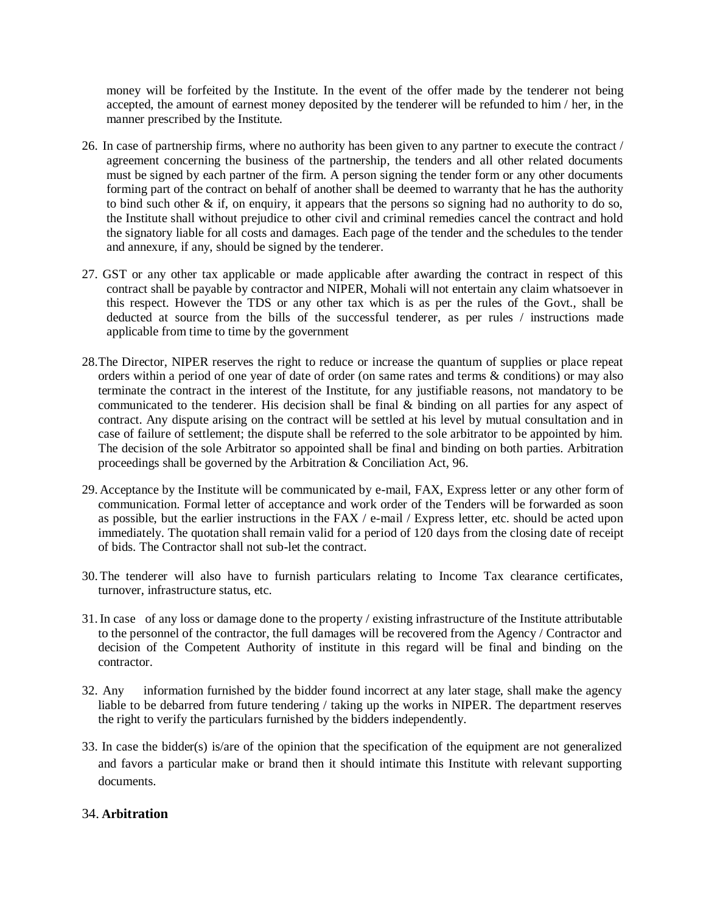money will be forfeited by the Institute. In the event of the offer made by the tenderer not being accepted, the amount of earnest money deposited by the tenderer will be refunded to him / her, in the manner prescribed by the Institute.

26. In case of partnership firms, where no authority has been given to any partner to execute the contract / agreement concerning the business of the partnership, the tenders and all other related documents must be signed by each partner of the firm. A person signing the tender form or any other documents forming part of the contract on behalf of another shall be deemed to warranty that he has the authority to bind such other & if, on enquiry, it appears that the persons so signing had no authority to do so, the Institute shall without prejudice to other civil and criminal remedies cancel the contract and hold the signatory liable for all costs and damages. Each page of the tender and the schedules to the tender and annexure, if any, should be signed by the tenderer.

27. GST or any other tax applicable or made applicable after awarding the contract in respect of this contract shall be payable by contractor and NIPER, Mohali will not entertain any claim whatsoever in this respect. However the TDS or any other tax which is as per the rules of the Govt., shall be deducted at source from the bills of the successful tenderer, as per rules / instructions made applicable from time to time by the government

28. The Director, NIPER reserves the right to reduce or increase the quantum of supplies or place repeat orders within a period of one year of date of order (on same rates and terms & conditions) or may also terminate the contract in the interest of the Institute, for any justifiable reasons, not mandatory to be communicated to the tenderer. His decision shall be final & binding on all parties for any aspect of contract. Any dispute arising on the contract will be settled at his level by mutual consultation and in case of failure of settlement; the dispute shall be referred to the sole arbitrator to be appointed by him. The decision of the sole Arbitrator so appointed shall be final and binding on both parties. Arbitration proceedings shall be governed by the Arbitration & Conciliation Act, 96.

29. Acceptance by the Institute will be communicated by e-mail, FAX, Express letter or any other form of communication. Formal letter of acceptance and work order of the Tenders will be forwarded as soon as possible, but the earlier instructions in the FAX / e-mail / Express letter, etc. should be acted upon immediately. The quotation shall remain valid for a period of 120 days from the closing date of receipt of bids. The Contractor shall not sub-let the contract.

30. The tenderer will also have to furnish particulars relating to Income Tax clearance certificates, turnover, infrastructure status, etc.

31. In case of any loss or damage done to the property / existing infrastructure of the Institute attributable to the personnel of the contractor, the full damages will be recovered from the Agency / Contractor and decision of the Competent Authority of institute in this regard will be final and binding on the contractor.

32. Any information furnished by the bidder found incorrect at any later stage, shall make the agency liable to be debarred from future tendering / taking up the works in NIPER. The department reserves the right to verify the particulars furnished by the bidders independently.

33. In case the bidder(s) is/are of the opinion that the specification of the equipment are not generalized and favors a particular make or brand then it should intimate this Institute with relevant supporting documents.

34. **Arbitration**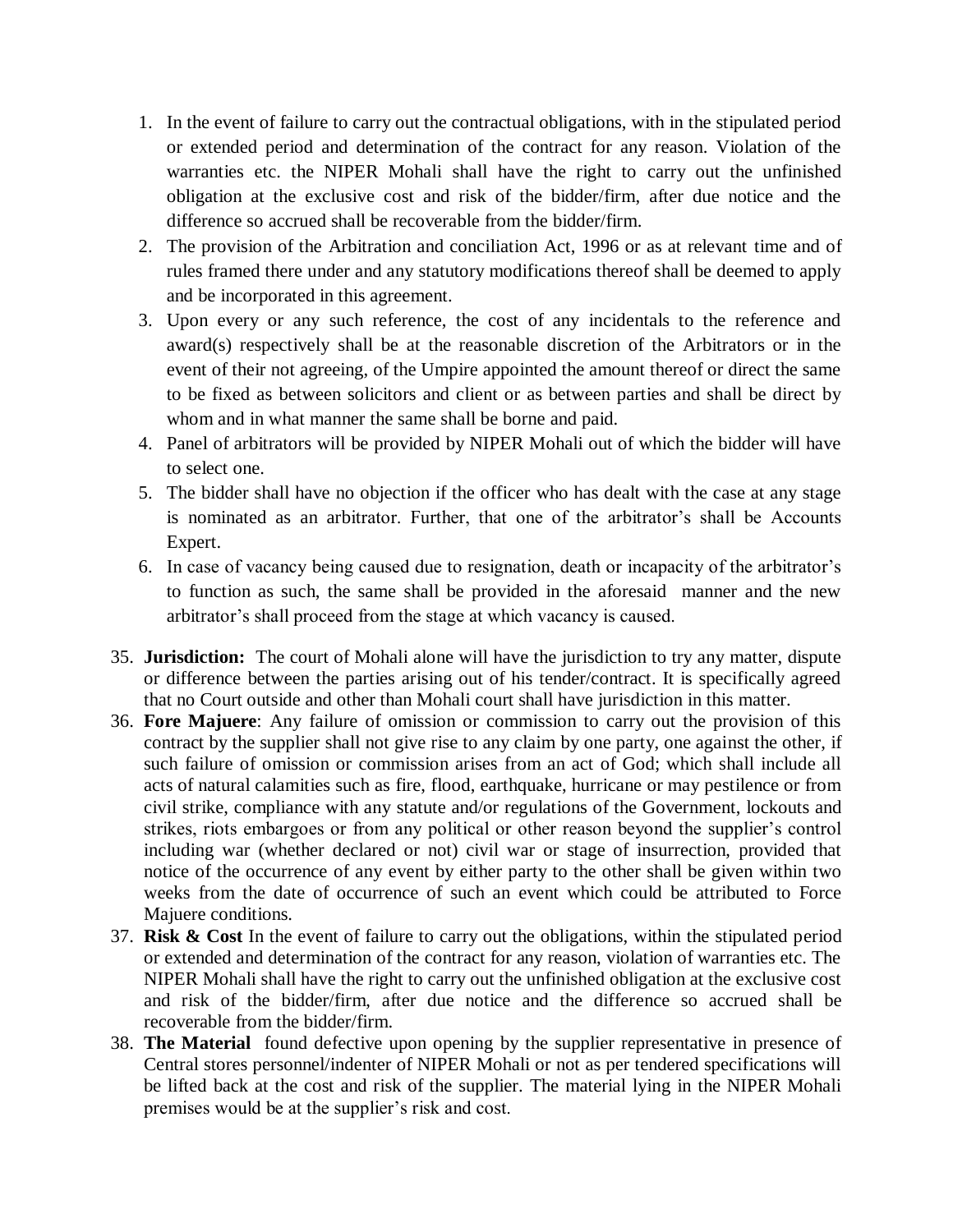1. In the event of failure to carry out the contractual obligations, with in the stipulated period or extended period and determination of the contract for any reason. Violation of the warranties etc. the NIPER Mohali shall have the right to carry out the unfinished obligation at the exclusive cost and risk of the bidder/firm, after due notice and the difference so accrued shall be recoverable from the bidder/firm.
2. The provision of the Arbitration and conciliation Act, 1996 or as at relevant time and of rules framed there under and any statutory modifications thereof shall be deemed to apply and be incorporated in this agreement.
3. Upon every or any such reference, the cost of any incidentals to the reference and award(s) respectively shall be at the reasonable discretion of the Arbitrators or in the event of their not agreeing, of the Umpire appointed the amount thereof or direct the same to be fixed as between solicitors and client or as between parties and shall be direct by whom and in what manner the same shall be borne and paid.
4. Panel of arbitrators will be provided by NIPER Mohali out of which the bidder will have to select one.
5. The bidder shall have no objection if the officer who has dealt with the case at any stage is nominated as an arbitrator. Further, that one of the arbitrator's shall be Accounts Expert.
6. In case of vacancy being caused due to resignation, death or incapacity of the arbitrator's to function as such, the same shall be provided in the aforesaid manner and the new arbitrator's shall proceed from the stage at which vacancy is caused.

35. **Jurisdiction:** The court of Mohali alone will have the jurisdiction to try any matter, dispute or difference between the parties arising out of his tender/contract. It is specifically agreed that no Court outside and other than Mohali court shall have jurisdiction in this matter.
36. **Fore Majuere**: Any failure of omission or commission to carry out the provision of this contract by the supplier shall not give rise to any claim by one party, one against the other, if such failure of omission or commission arises from an act of God; which shall include all acts of natural calamities such as fire, flood, earthquake, hurricane or may pestilence or from civil strike, compliance with any statute and/or regulations of the Government, lockouts and strikes, riots embargoes or from any political or other reason beyond the supplier's control including war (whether declared or not) civil war or stage of insurrection, provided that notice of the occurrence of any event by either party to the other shall be given within two weeks from the date of occurrence of such an event which could be attributed to Force Majuere conditions.
37. **Risk & Cost** In the event of failure to carry out the obligations, within the stipulated period or extended and determination of the contract for any reason, violation of warranties etc. The NIPER Mohali shall have the right to carry out the unfinished obligation at the exclusive cost and risk of the bidder/firm, after due notice and the difference so accrued shall be recoverable from the bidder/firm.
38. **The Material** found defective upon opening by the supplier representative in presence of Central stores personnel/indenter of NIPER Mohali or not as per tendered specifications will be lifted back at the cost and risk of the supplier. The material lying in the NIPER Mohali premises would be at the supplier's risk and cost.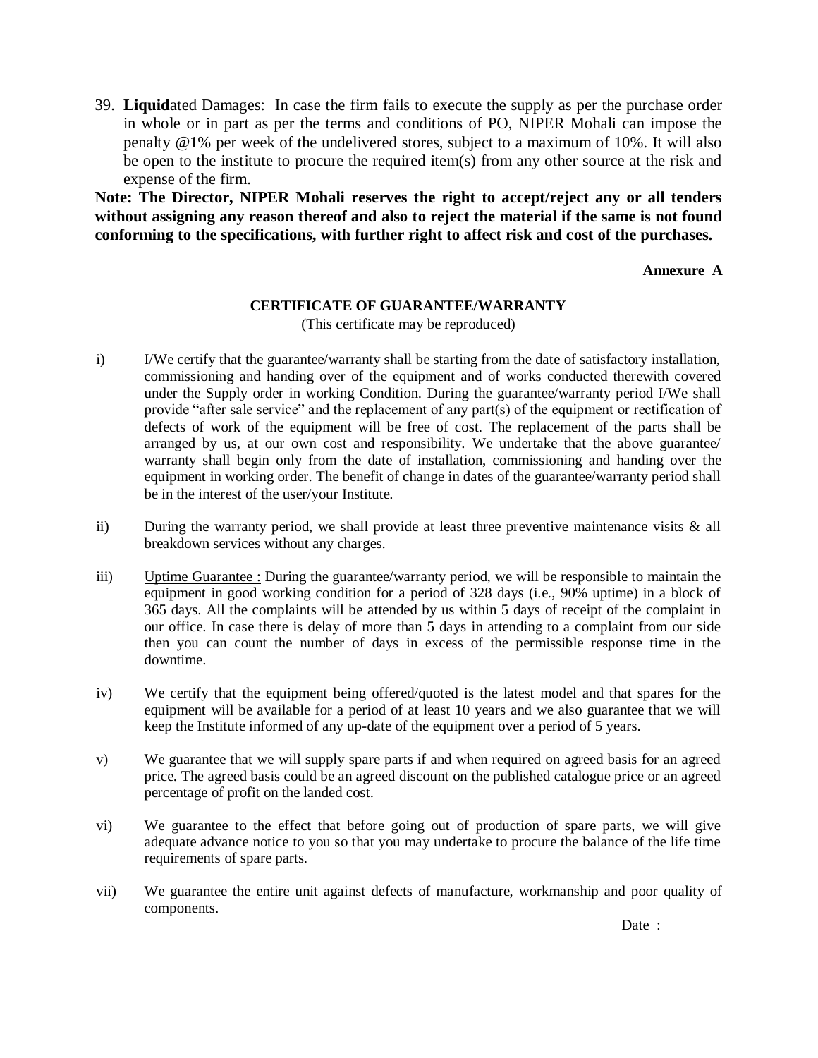39. **Liquid**ated Damages: In case the firm fails to execute the supply as per the purchase order in whole or in part as per the terms and conditions of PO, NIPER Mohali can impose the penalty @1% per week of the undelivered stores, subject to a maximum of 10%. It will also be open to the institute to procure the required item(s) from any other source at the risk and expense of the firm.

**Note: The Director, NIPER Mohali reserves the right to accept/reject any or all tenders without assigning any reason thereof and also to reject the material if the same is not found conforming to the specifications, with further right to affect risk and cost of the purchases.**

**Annexure A**

**CERTIFICATE OF GUARANTEE/WARRANTY**

(This certificate may be reproduced)

i) I/We certify that the guarantee/warranty shall be starting from the date of satisfactory installation, commissioning and handing over of the equipment and of works conducted therewith covered under the Supply order in working Condition. During the guarantee/warranty period I/We shall provide "after sale service" and the replacement of any part(s) of the equipment or rectification of defects of work of the equipment will be free of cost. The replacement of the parts shall be arranged by us, at our own cost and responsibility. We undertake that the above guarantee/ warranty shall begin only from the date of installation, commissioning and handing over the equipment in working order. The benefit of change in dates of the guarantee/warranty period shall be in the interest of the user/your Institute.

ii) During the warranty period, we shall provide at least three preventive maintenance visits & all breakdown services without any charges.

iii) Uptime Guarantee : During the guarantee/warranty period, we will be responsible to maintain the equipment in good working condition for a period of 328 days (i.e., 90% uptime) in a block of 365 days. All the complaints will be attended by us within 5 days of receipt of the complaint in our office. In case there is delay of more than 5 days in attending to a complaint from our side then you can count the number of days in excess of the permissible response time in the downtime.

iv) We certify that the equipment being offered/quoted is the latest model and that spares for the equipment will be available for a period of at least 10 years and we also guarantee that we will keep the Institute informed of any up-date of the equipment over a period of 5 years.

v) We guarantee that we will supply spare parts if and when required on agreed basis for an agreed price. The agreed basis could be an agreed discount on the published catalogue price or an agreed percentage of profit on the landed cost.

vi) We guarantee to the effect that before going out of production of spare parts, we will give adequate advance notice to you so that you may undertake to procure the balance of the life time requirements of spare parts.

vii) We guarantee the entire unit against defects of manufacture, workmanship and poor quality of components.

Date :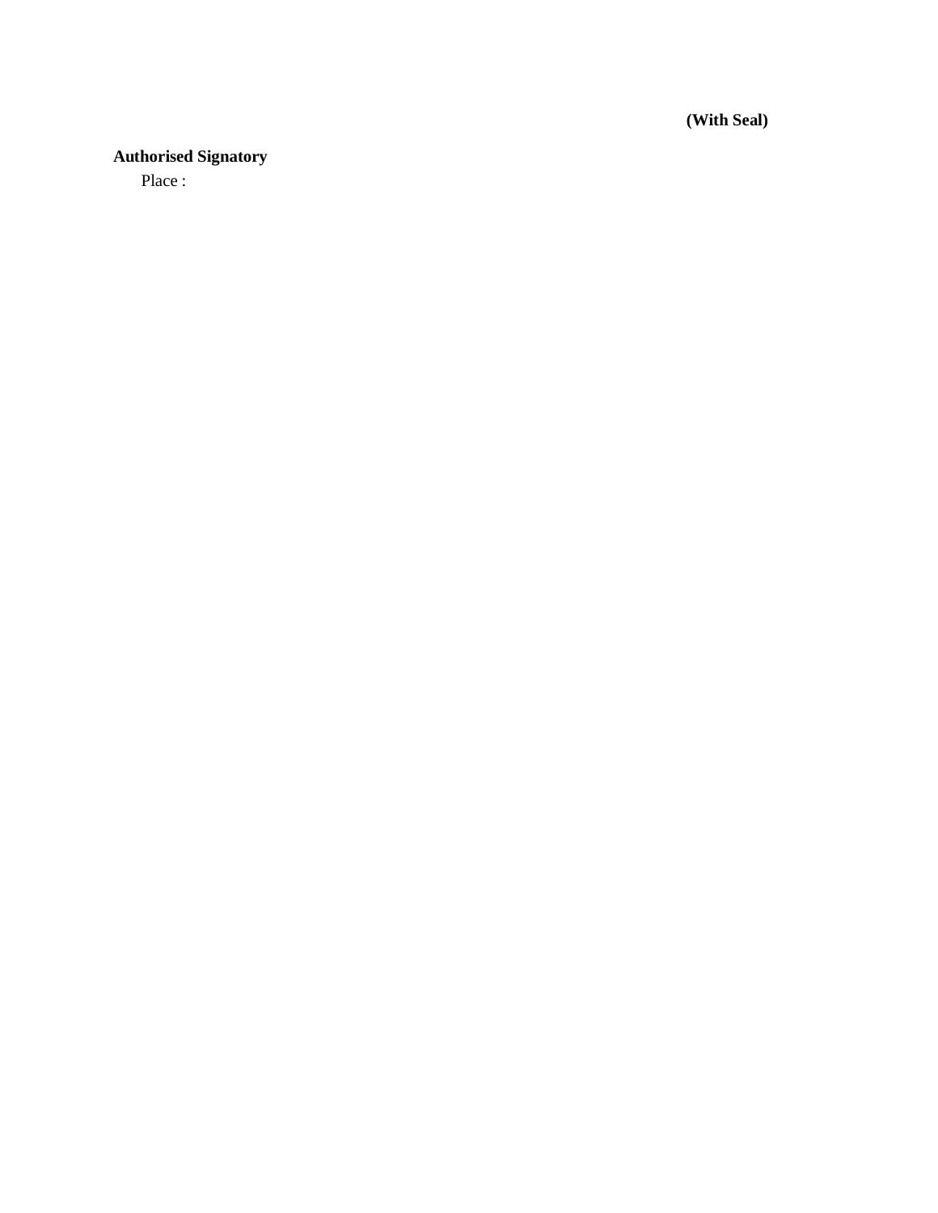**(With Seal)**

**Authorised Signatory**

Place :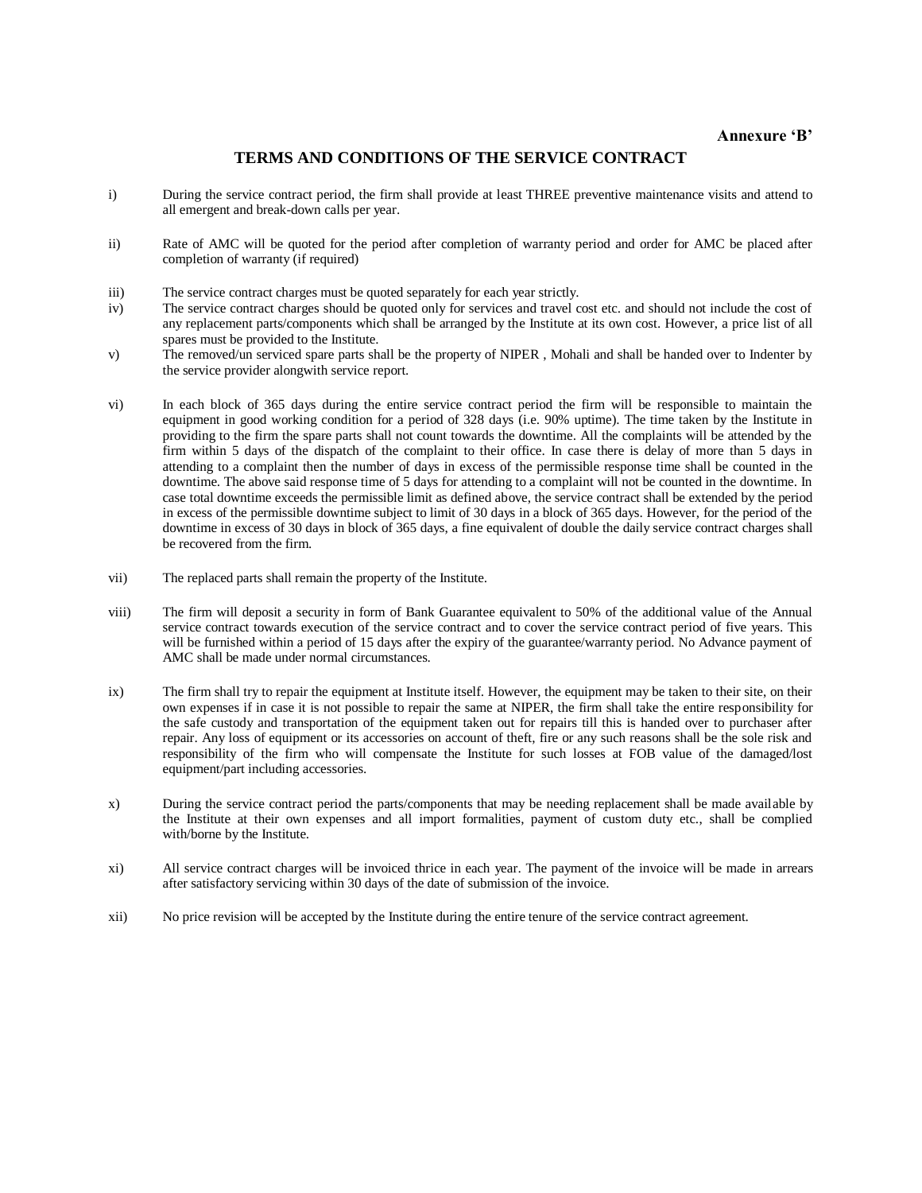**Annexure 'B'**

## TERMS AND CONDITIONS OF THE SERVICE CONTRACT

i) During the service contract period, the firm shall provide at least THREE preventive maintenance visits and attend to all emergent and break-down calls per year.

ii) Rate of AMC will be quoted for the period after completion of warranty period and order for AMC be placed after completion of warranty (if required)

iii) The service contract charges must be quoted separately for each year strictly.

iv) The service contract charges should be quoted only for services and travel cost etc. and should not include the cost of any replacement parts/components which shall be arranged by the Institute at its own cost. However, a price list of all spares must be provided to the Institute.

v) The removed/un serviced spare parts shall be the property of NIPER , Mohali and shall be handed over to Indenter by the service provider alongwith service report.

vi) In each block of 365 days during the entire service contract period the firm will be responsible to maintain the equipment in good working condition for a period of 328 days (i.e. 90% uptime). The time taken by the Institute in providing to the firm the spare parts shall not count towards the downtime. All the complaints will be attended by the firm within 5 days of the dispatch of the complaint to their office. In case there is delay of more than 5 days in attending to a complaint then the number of days in excess of the permissible response time shall be counted in the downtime. The above said response time of 5 days for attending to a complaint will not be counted in the downtime. In case total downtime exceeds the permissible limit as defined above, the service contract shall be extended by the period in excess of the permissible downtime subject to limit of 30 days in a block of 365 days. However, for the period of the downtime in excess of 30 days in block of 365 days, a fine equivalent of double the daily service contract charges shall be recovered from the firm.

vii) The replaced parts shall remain the property of the Institute.

viii) The firm will deposit a security in form of Bank Guarantee equivalent to 50% of the additional value of the Annual service contract towards execution of the service contract and to cover the service contract period of five years. This will be furnished within a period of 15 days after the expiry of the guarantee/warranty period. No Advance payment of AMC shall be made under normal circumstances.

ix) The firm shall try to repair the equipment at Institute itself. However, the equipment may be taken to their site, on their own expenses if in case it is not possible to repair the same at NIPER, the firm shall take the entire responsibility for the safe custody and transportation of the equipment taken out for repairs till this is handed over to purchaser after repair. Any loss of equipment or its accessories on account of theft, fire or any such reasons shall be the sole risk and responsibility of the firm who will compensate the Institute for such losses at FOB value of the damaged/lost equipment/part including accessories.

x) During the service contract period the parts/components that may be needing replacement shall be made available by the Institute at their own expenses and all import formalities, payment of custom duty etc., shall be complied with/borne by the Institute.

xi) All service contract charges will be invoiced thrice in each year. The payment of the invoice will be made in arrears after satisfactory servicing within 30 days of the date of submission of the invoice.

xii) No price revision will be accepted by the Institute during the entire tenure of the service contract agreement.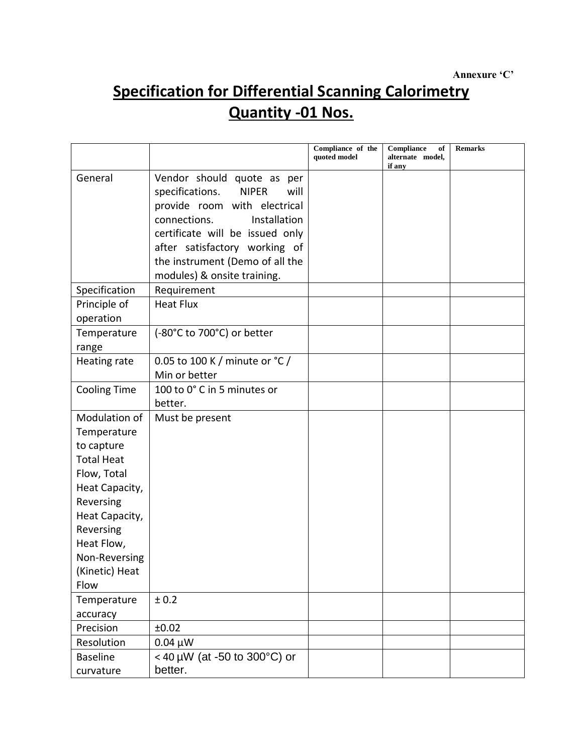Annexure 'C'

# Specification for Differential Scanning Calorimetry

## Quantity -01 Nos.

| | | Compliance of the quoted model | Compliance of alternate model, if any | Remarks |
|---|---|---|---|---|
| General | Vendor should quote as per specifications. NIPER will provide room with electrical connections. Installation certificate will be issued only after satisfactory working of the instrument (Demo of all the modules) & onsite training. | | | |
| Specification | Requirement | | | |
| Principle of operation | Heat Flux | | | |
| Temperature range | (-80°C to 700°C) or better | | | |
| Heating rate | 0.05 to 100 K / minute or °C / Min or better | | | |
| Cooling Time | 100 to 0° C in 5 minutes or better. | | | |
| Modulation of Temperature to capture Total Heat Flow, Total Heat Capacity, Reversing Heat Capacity, Reversing Heat Flow, Non-Reversing (Kinetic) Heat Flow | Must be present | | | |
| Temperature accuracy | ± 0.2 | | | |
| Precision | ±0.02 | | | |
| Resolution | 0.04 µW | | | |
| Baseline curvature | < 40 µW (at -50 to 300°C) or better. | | | |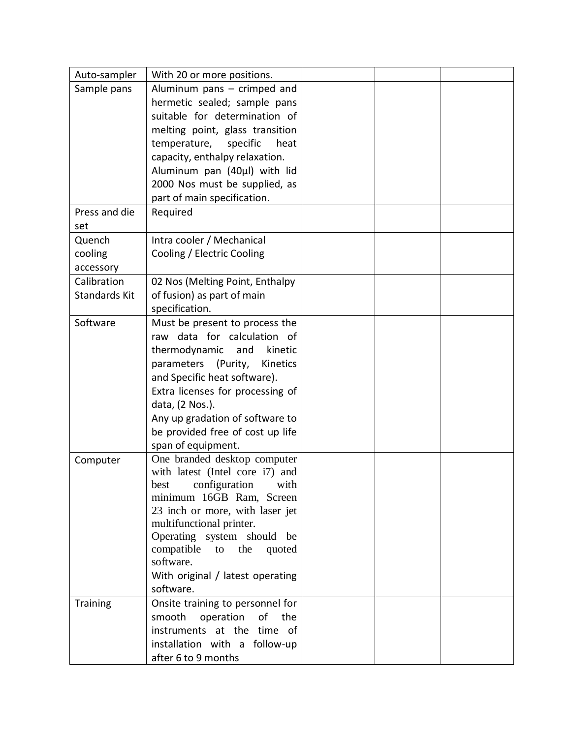| Auto-sampler | With 20 or more positions. | | | |
|---|---|---|---|---|
| Sample pans | Aluminum pans – crimped and hermetic sealed; sample pans suitable for determination of melting point, glass transition temperature, specific heat capacity, enthalpy relaxation. Aluminum pan (40µl) with lid 2000 Nos must be supplied, as part of main specification. | | | |
| Press and die set | Required | | | |
| Quench cooling accessory | Intra cooler / Mechanical Cooling / Electric Cooling | | | |
| Calibration Standards Kit | 02 Nos (Melting Point, Enthalpy of fusion) as part of main specification. | | | |
| Software | Must be present to process the raw data for calculation of thermodynamic and kinetic parameters (Purity, Kinetics and Specific heat software). Extra licenses for processing of data, (2 Nos.). Any up gradation of software to be provided free of cost up life span of equipment. | | | |
| Computer | One branded desktop computer with latest (Intel core i7) and best configuration with minimum 16GB Ram, Screen 23 inch or more, with laser jet multifunctional printer. Operating system should be compatible to the quoted software. With original / latest operating software. | | | |
| Training | Onsite training to personnel for smooth operation of the instruments at the time of installation with a follow-up after 6 to 9 months | | | |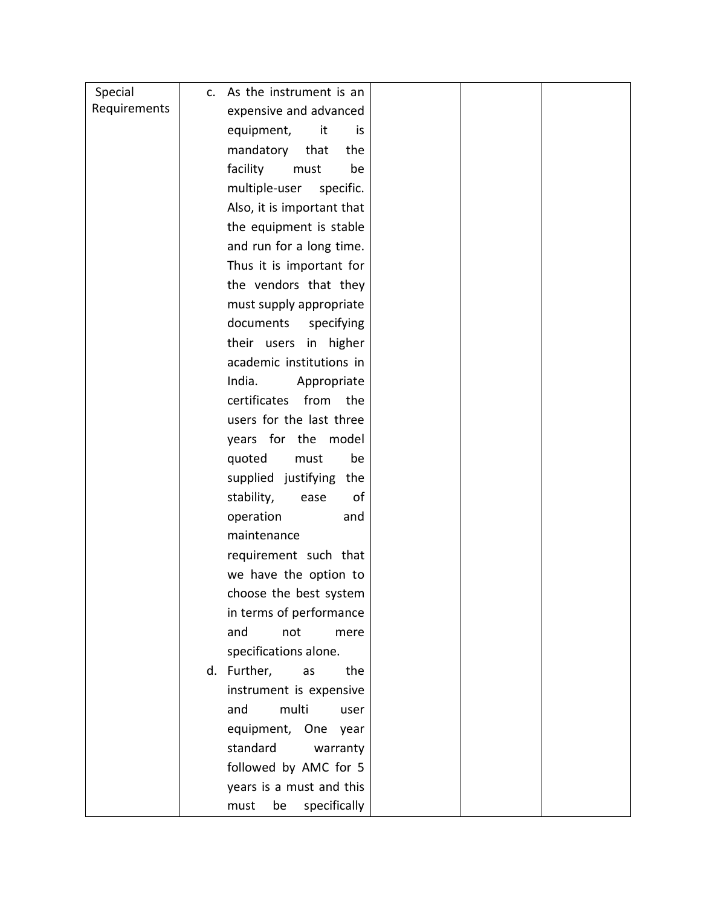| Special Requirements | c. As the instrument is an expensive and advanced equipment, it is mandatory that the facility must be multiple-user specific. Also, it is important that the equipment is stable and run for a long time. Thus it is important for the vendors that they must supply appropriate documents specifying their users in higher academic institutions in India. Appropriate certificates from the users for the last three years for the model quoted must be supplied justifying the stability, ease of operation and maintenance requirement such that we have the option to choose the best system in terms of performance and not mere specifications alone.<br>d. Further, as the instrument is expensive and multi user equipment, One year standard warranty followed by AMC for 5 years is a must and this must be specifically | | | |
|---|---|---|---|---|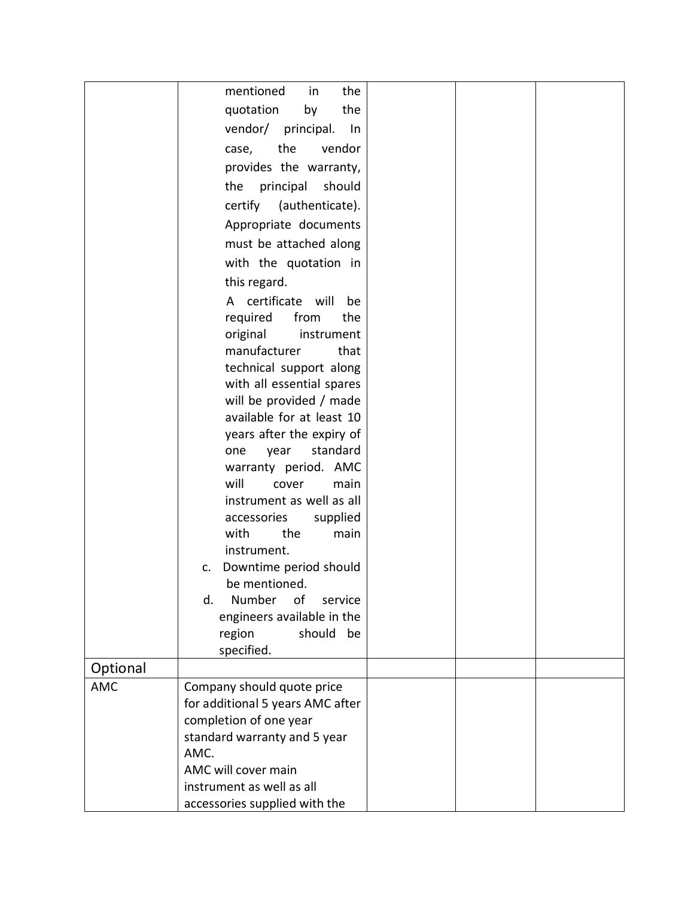| | | | | |
|---|---|---|---|---|
| | mentioned in the quotation by the vendor/ principal. In case, the vendor provides the warranty, the principal should certify (authenticate). Appropriate documents must be attached along with the quotation in this regard.<br>A certificate will be required from the original instrument manufacturer that technical support along with all essential spares will be provided / made available for at least 10 years after the expiry of one year standard warranty period. AMC will cover main instrument as well as all accessories supplied with the main instrument.<br>c. Downtime period should be mentioned.<br>d. Number of service engineers available in the region should be specified. | | | |
| Optional | | | | |
| AMC | Company should quote price for additional 5 years AMC after completion of one year standard warranty and 5 year AMC.<br>AMC will cover main instrument as well as all accessories supplied with the | | | |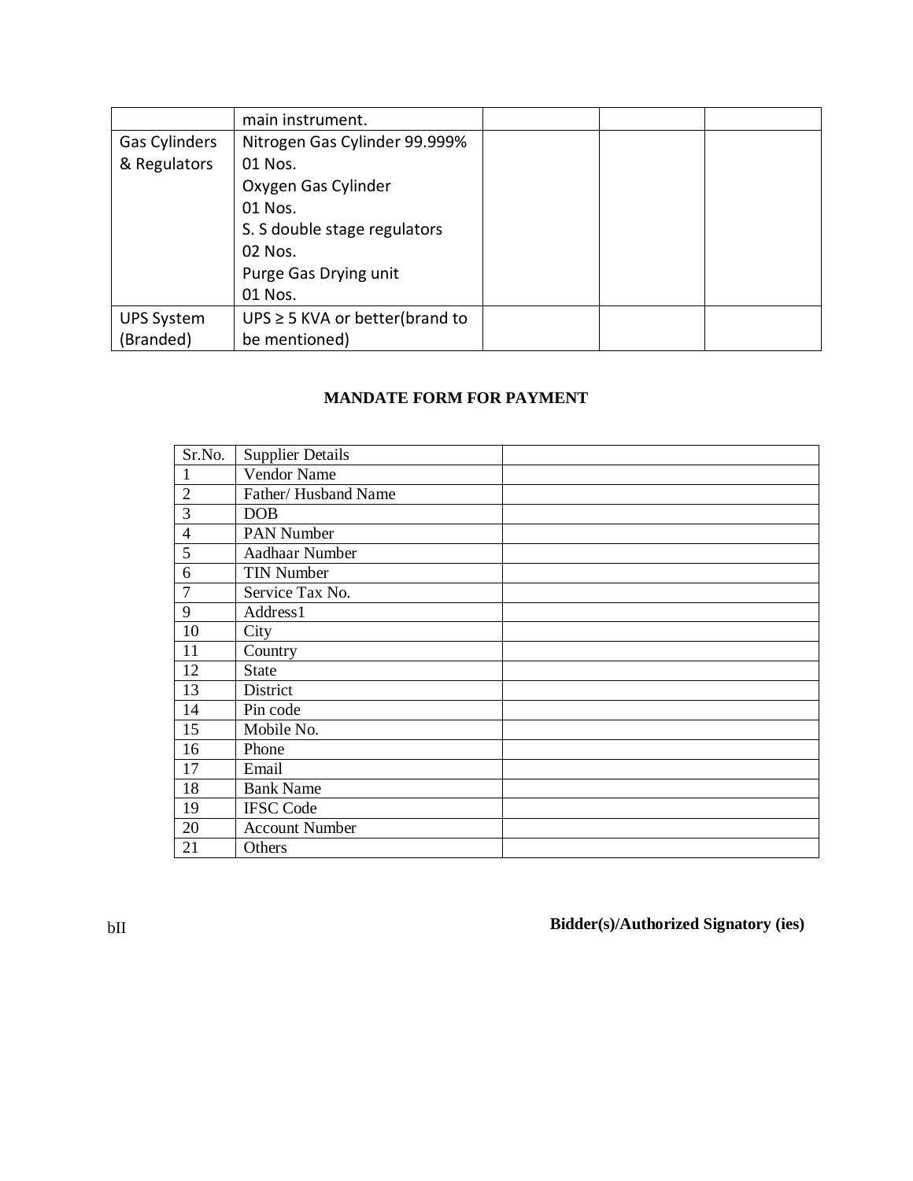| | | | | |
|---|---|---|---|---|
| | main instrument. | | | |
| Gas Cylinders & Regulators | Nitrogen Gas Cylinder 99.999% 01 Nos. Oxygen Gas Cylinder 01 Nos. S. S double stage regulators 02 Nos. Purge Gas Drying unit 01 Nos. | | | |
| UPS System (Branded) | UPS ≥ 5 KVA or better(brand to be mentioned) | | | |

**MANDATE FORM FOR PAYMENT**

| Sr.No. | Supplier Details | |
|---|---|---|
| 1 | Vendor Name | |
| 2 | Father/ Husband Name | |
| 3 | DOB | |
| 4 | PAN Number | |
| 5 | Aadhaar Number | |
| 6 | TIN Number | |
| 7 | Service Tax No. | |
| 9 | Address1 | |
| 10 | City | |
| 11 | Country | |
| 12 | State | |
| 13 | District | |
| 14 | Pin code | |
| 15 | Mobile No. | |
| 16 | Phone | |
| 17 | Email | |
| 18 | Bank Name | |
| 19 | IFSC Code | |
| 20 | Account Number | |
| 21 | Others | |

bII **Bidder(s)/Authorized Signatory (ies)**